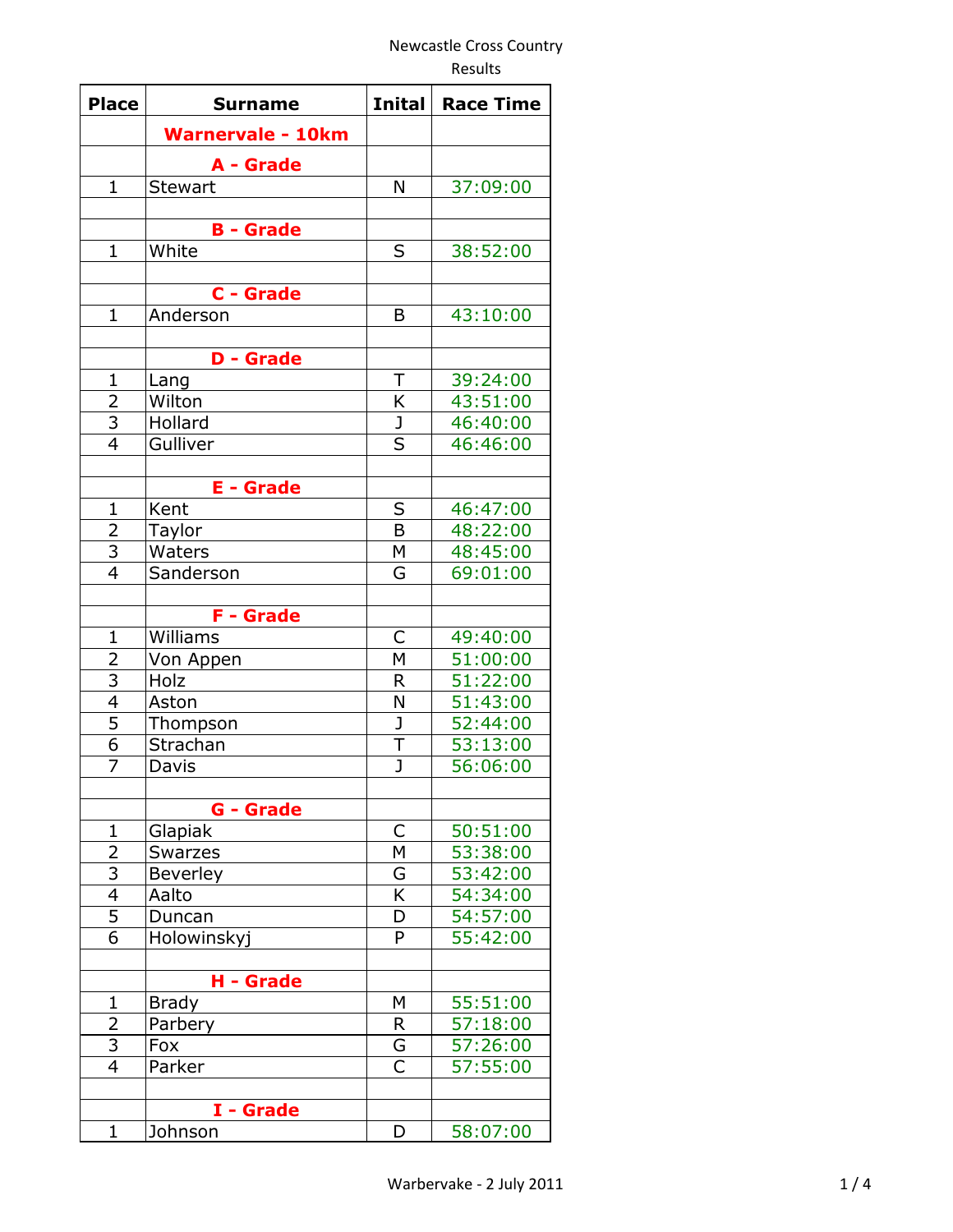Newcastle Cross Country

Results

| Place | Surname | Inital | Race Time |
|---|---|---|---|
| | **Warnervale - 10km** | | |
| | **A - Grade** | | |
| 1 | Stewart | N | 37:09:00 |
| | | | |
| | **B - Grade** | | |
| 1 | White | S | 38:52:00 |
| | | | |
| | **C - Grade** | | |
| 1 | Anderson | B | 43:10:00 |
| | | | |
| | **D - Grade** | | |
| 1 | Lang | T | 39:24:00 |
| 2 | Wilton | K | 43:51:00 |
| 3 | Hollard | J | 46:40:00 |
| 4 | Gulliver | S | 46:46:00 |
| | | | |
| | **E - Grade** | | |
| 1 | Kent | S | 46:47:00 |
| 2 | Taylor | B | 48:22:00 |
| 3 | Waters | M | 48:45:00 |
| 4 | Sanderson | G | 69:01:00 |
| | | | |
| | **F - Grade** | | |
| 1 | Williams | C | 49:40:00 |
| 2 | Von Appen | M | 51:00:00 |
| 3 | Holz | R | 51:22:00 |
| 4 | Aston | N | 51:43:00 |
| 5 | Thompson | J | 52:44:00 |
| 6 | Strachan | T | 53:13:00 |
| 7 | Davis | J | 56:06:00 |
| | | | |
| | **G - Grade** | | |
| 1 | Glapiak | C | 50:51:00 |
| 2 | Swarzes | M | 53:38:00 |
| 3 | Beverley | G | 53:42:00 |
| 4 | Aalto | K | 54:34:00 |
| 5 | Duncan | D | 54:57:00 |
| 6 | Holowinskyj | P | 55:42:00 |
| | | | |
| | **H - Grade** | | |
| 1 | Brady | M | 55:51:00 |
| 2 | Parbery | R | 57:18:00 |
| 3 | Fox | G | 57:26:00 |
| 4 | Parker | C | 57:55:00 |
| | | | |
| | **I - Grade** | | |
| 1 | Johnson | D | 58:07:00 |

Warbervake - 2 July 2011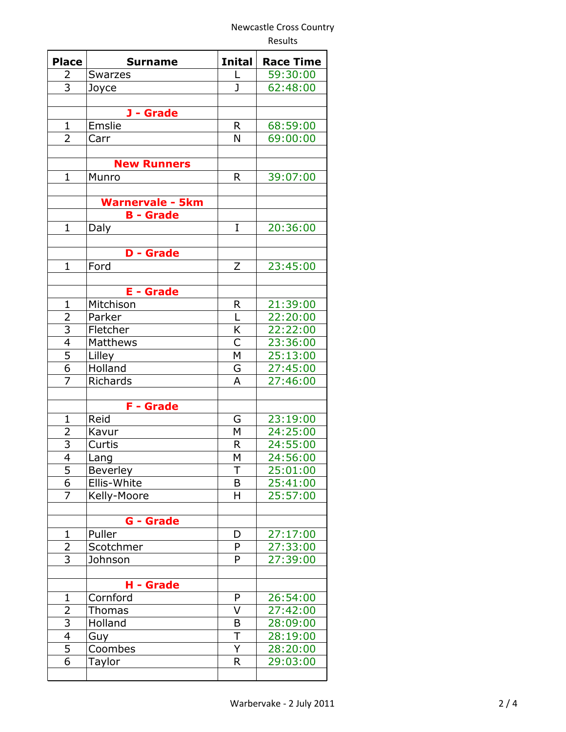Newcastle Cross Country

Results

| Place | Surname | Inital | Race Time |
|---|---|---|---|
| 2 | Swarzes | L | 59:30:00 |
| 3 | Joyce | J | 62:48:00 |
| | | | |
| | **J - Grade** | | |
| 1 | Emslie | R | 68:59:00 |
| 2 | Carr | N | 69:00:00 |
| | | | |
| | **New Runners** | | |
| 1 | Munro | R | 39:07:00 |
| | | | |
| | **Warnervale - 5km** | | |
| | **B - Grade** | | |
| 1 | Daly | I | 20:36:00 |
| | | | |
| | **D - Grade** | | |
| 1 | Ford | Z | 23:45:00 |
| | | | |
| | **E - Grade** | | |
| 1 | Mitchison | R | 21:39:00 |
| 2 | Parker | L | 22:20:00 |
| 3 | Fletcher | K | 22:22:00 |
| 4 | Matthews | C | 23:36:00 |
| 5 | Lilley | M | 25:13:00 |
| 6 | Holland | G | 27:45:00 |
| 7 | Richards | A | 27:46:00 |
| | | | |
| | **F - Grade** | | |
| 1 | Reid | G | 23:19:00 |
| 2 | Kavur | M | 24:25:00 |
| 3 | Curtis | R | 24:55:00 |
| 4 | Lang | M | 24:56:00 |
| 5 | Beverley | T | 25:01:00 |
| 6 | Ellis-White | B | 25:41:00 |
| 7 | Kelly-Moore | H | 25:57:00 |
| | | | |
| | **G - Grade** | | |
| 1 | Puller | D | 27:17:00 |
| 2 | Scotchmer | P | 27:33:00 |
| 3 | Johnson | P | 27:39:00 |
| | | | |
| | **H - Grade** | | |
| 1 | Cornford | P | 26:54:00 |
| 2 | Thomas | V | 27:42:00 |
| 3 | Holland | B | 28:09:00 |
| 4 | Guy | T | 28:19:00 |
| 5 | Coombes | Y | 28:20:00 |
| 6 | Taylor | R | 29:03:00 |
| | | | |

Warbervake - 2 July 2011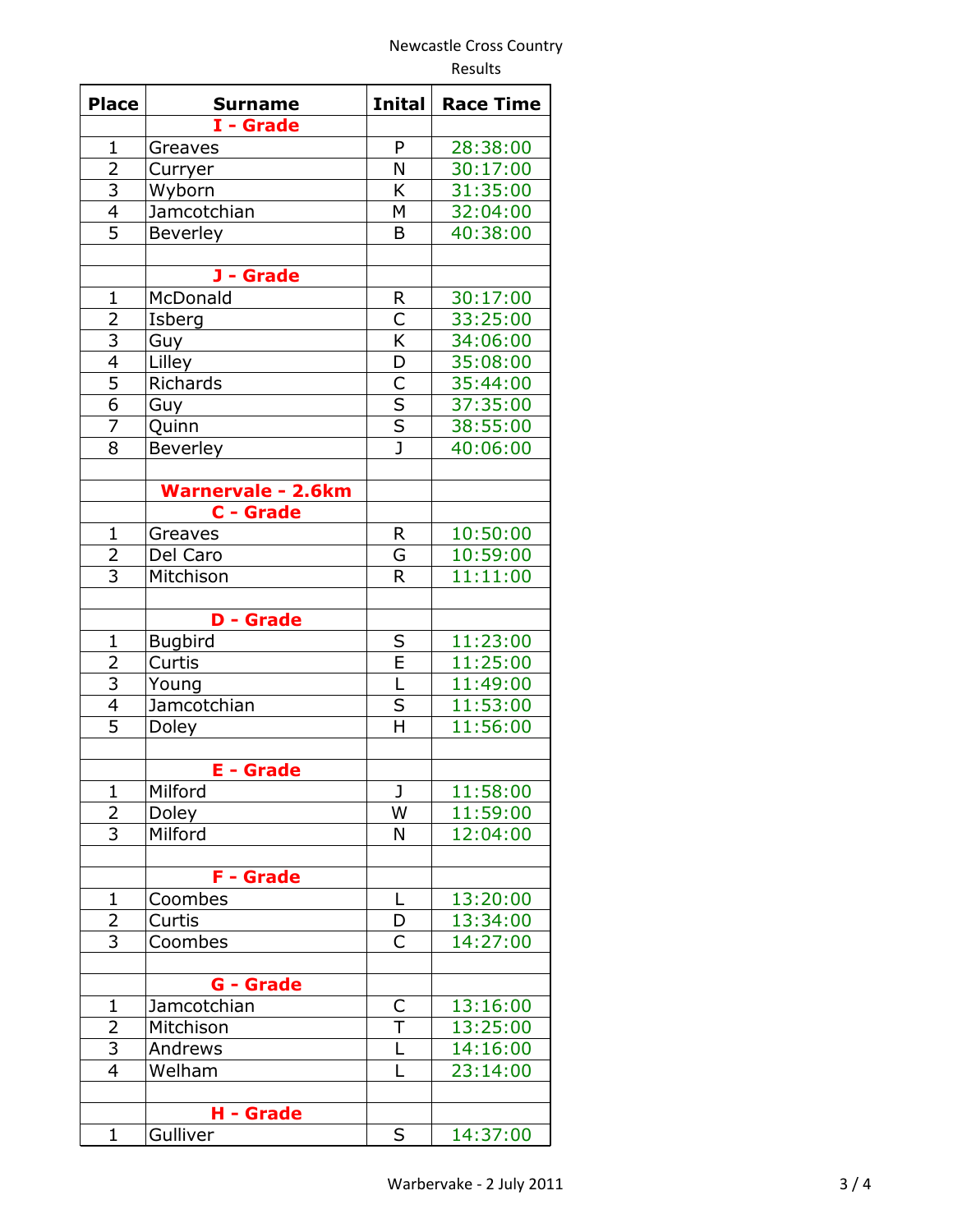Newcastle Cross Country

Results

| Place | Surname | Inital | Race Time |
|---|---|---|---|
| | **I - Grade** | | |
| 1 | Greaves | P | 28:38:00 |
| 2 | Curryer | N | 30:17:00 |
| 3 | Wyborn | K | 31:35:00 |
| 4 | Jamcotchian | M | 32:04:00 |
| 5 | Beverley | B | 40:38:00 |
| | | | |
| | **J - Grade** | | |
| 1 | McDonald | R | 30:17:00 |
| 2 | Isberg | C | 33:25:00 |
| 3 | Guy | K | 34:06:00 |
| 4 | Lilley | D | 35:08:00 |
| 5 | Richards | C | 35:44:00 |
| 6 | Guy | S | 37:35:00 |
| 7 | Quinn | S | 38:55:00 |
| 8 | Beverley | J | 40:06:00 |
| | | | |
| | **Warnervale - 2.6km** | | |
| | **C - Grade** | | |
| 1 | Greaves | R | 10:50:00 |
| 2 | Del Caro | G | 10:59:00 |
| 3 | Mitchison | R | 11:11:00 |
| | | | |
| | **D - Grade** | | |
| 1 | Bugbird | S | 11:23:00 |
| 2 | Curtis | E | 11:25:00 |
| 3 | Young | L | 11:49:00 |
| 4 | Jamcotchian | S | 11:53:00 |
| 5 | Doley | H | 11:56:00 |
| | | | |
| | **E - Grade** | | |
| 1 | Milford | J | 11:58:00 |
| 2 | Doley | W | 11:59:00 |
| 3 | Milford | N | 12:04:00 |
| | | | |
| | **F - Grade** | | |
| 1 | Coombes | L | 13:20:00 |
| 2 | Curtis | D | 13:34:00 |
| 3 | Coombes | C | 14:27:00 |
| | | | |
| | **G - Grade** | | |
| 1 | Jamcotchian | C | 13:16:00 |
| 2 | Mitchison | T | 13:25:00 |
| 3 | Andrews | L | 14:16:00 |
| 4 | Welham | L | 23:14:00 |
| | | | |
| | **H - Grade** | | |
| 1 | Gulliver | S | 14:37:00 |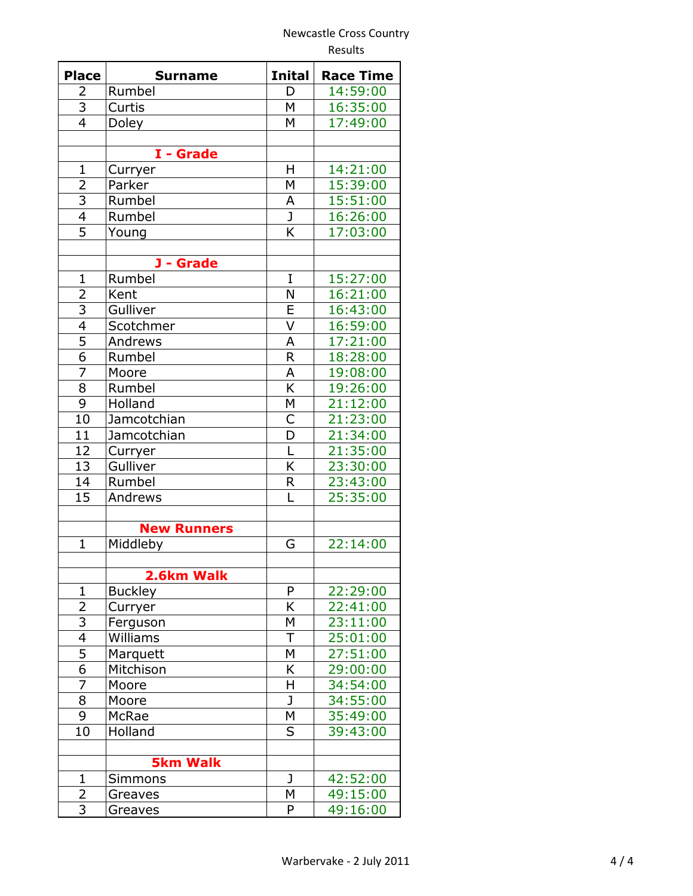Newcastle Cross Country

Results

| Place | Surname | Inital | Race Time |
|---|---|---|---|
| 2 | Rumbel | D | 14:59:00 |
| 3 | Curtis | M | 16:35:00 |
| 4 | Doley | M | 17:49:00 |
| | | | |
| | **I - Grade** | | |
| 1 | Curryer | H | 14:21:00 |
| 2 | Parker | M | 15:39:00 |
| 3 | Rumbel | A | 15:51:00 |
| 4 | Rumbel | J | 16:26:00 |
| 5 | Young | K | 17:03:00 |
| | | | |
| | **J - Grade** | | |
| 1 | Rumbel | I | 15:27:00 |
| 2 | Kent | N | 16:21:00 |
| 3 | Gulliver | E | 16:43:00 |
| 4 | Scotchmer | V | 16:59:00 |
| 5 | Andrews | A | 17:21:00 |
| 6 | Rumbel | R | 18:28:00 |
| 7 | Moore | A | 19:08:00 |
| 8 | Rumbel | K | 19:26:00 |
| 9 | Holland | M | 21:12:00 |
| 10 | Jamcotchian | C | 21:23:00 |
| 11 | Jamcotchian | D | 21:34:00 |
| 12 | Curryer | L | 21:35:00 |
| 13 | Gulliver | K | 23:30:00 |
| 14 | Rumbel | R | 23:43:00 |
| 15 | Andrews | L | 25:35:00 |
| | | | |
| | **New Runners** | | |
| 1 | Middleby | G | 22:14:00 |
| | | | |
| | **2.6km Walk** | | |
| 1 | Buckley | P | 22:29:00 |
| 2 | Curryer | K | 22:41:00 |
| 3 | Ferguson | M | 23:11:00 |
| 4 | Williams | T | 25:01:00 |
| 5 | Marquett | M | 27:51:00 |
| 6 | Mitchison | K | 29:00:00 |
| 7 | Moore | H | 34:54:00 |
| 8 | Moore | J | 34:55:00 |
| 9 | McRae | M | 35:49:00 |
| 10 | Holland | S | 39:43:00 |
| | | | |
| | **5km Walk** | | |
| 1 | Simmons | J | 42:52:00 |
| 2 | Greaves | M | 49:15:00 |
| 3 | Greaves | P | 49:16:00 |

Warbervake - 2 July 2011